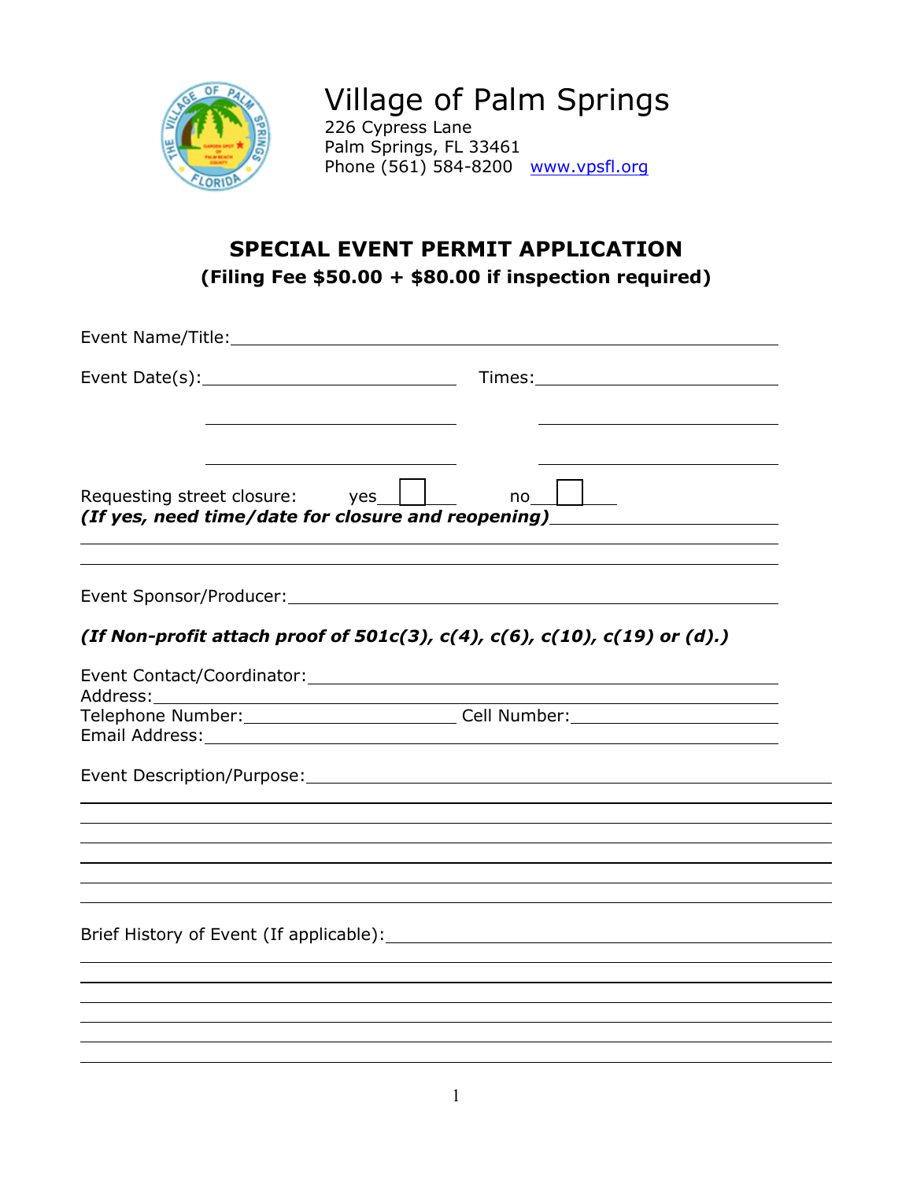# Village of Palm Springs

226 Cypress Lane
Palm Springs, FL 33461
Phone (561) 584-8200 www.vpsfl.org

## SPECIAL EVENT PERMIT APPLICATION

**(Filing Fee $50.00 + $80.00 if inspection required)**

Event Name/Title:______________________________________________

Event Date(s):______________________ Times:______________________

______________________ ______________________

______________________ ______________________

Requesting street closure: yes ☐ no ☐

***(If yes, need time/date for closure and reopening)***______________________

______________________________________________

______________________________________________

Event Sponsor/Producer:______________________________________________

***(If Non-profit attach proof of 501c(3), c(4), c(6), c(10), c(19) or (d).)***

Event Contact/Coordinator:______________________________________________

Address:______________________________________________

Telephone Number:______________________ Cell Number:______________________

Email Address:______________________________________________

Event Description/Purpose:______________________________________________

______________________________________________

______________________________________________

______________________________________________

______________________________________________

______________________________________________

______________________________________________

Brief History of Event (If applicable):______________________________________________

______________________________________________

______________________________________________

______________________________________________

______________________________________________

______________________________________________

______________________________________________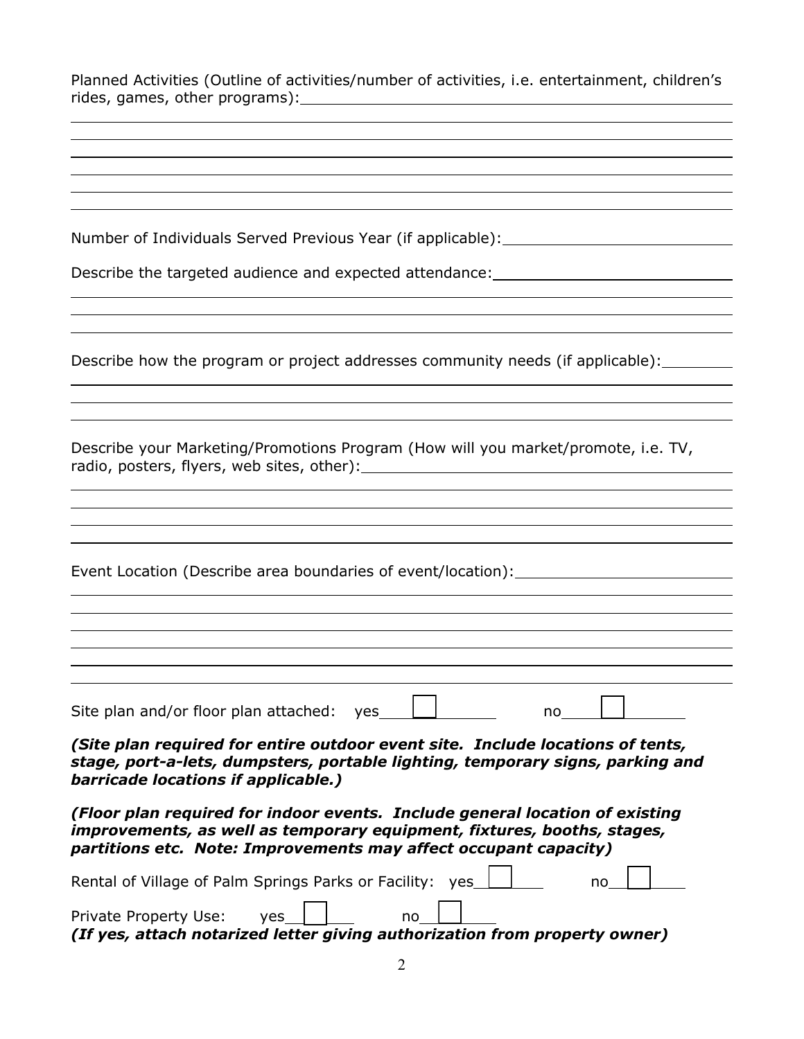Planned Activities (Outline of activities/number of activities, i.e. entertainment, children's rides, games, other programs): ______________________________________________

_______________________________________________________________________________

_______________________________________________________________________________

_______________________________________________________________________________

_______________________________________________________________________________

_______________________________________________________________________________

Number of Individuals Served Previous Year (if applicable): __________________________

Describe the targeted audience and expected attendance: ___________________________

_______________________________________________________________________________

_______________________________________________________________________________

Describe how the program or project addresses community needs (if applicable): ________

_______________________________________________________________________________

_______________________________________________________________________________

Describe your Marketing/Promotions Program (How will you market/promote, i.e. TV, radio, posters, flyers, web sites, other): _____________________________________________

_______________________________________________________________________________

_______________________________________________________________________________

_______________________________________________________________________________

Event Location (Describe area boundaries of event/location): _________________________

_______________________________________________________________________________

_______________________________________________________________________________

_______________________________________________________________________________

_______________________________________________________________________________

_______________________________________________________________________________

Site plan and/or floor plan attached: yes ☐ no ☐

***(Site plan required for entire outdoor event site. Include locations of tents, stage, port-a-lets, dumpsters, portable lighting, temporary signs, parking and barricade locations if applicable.)***

***(Floor plan required for indoor events. Include general location of existing improvements, as well as temporary equipment, fixtures, booths, stages, partitions etc. Note: Improvements may affect occupant capacity)***

Rental of Village of Palm Springs Parks or Facility: yes ☐ no ☐

Private Property Use: yes ☐ no ☐
***(If yes, attach notarized letter giving authorization from property owner)***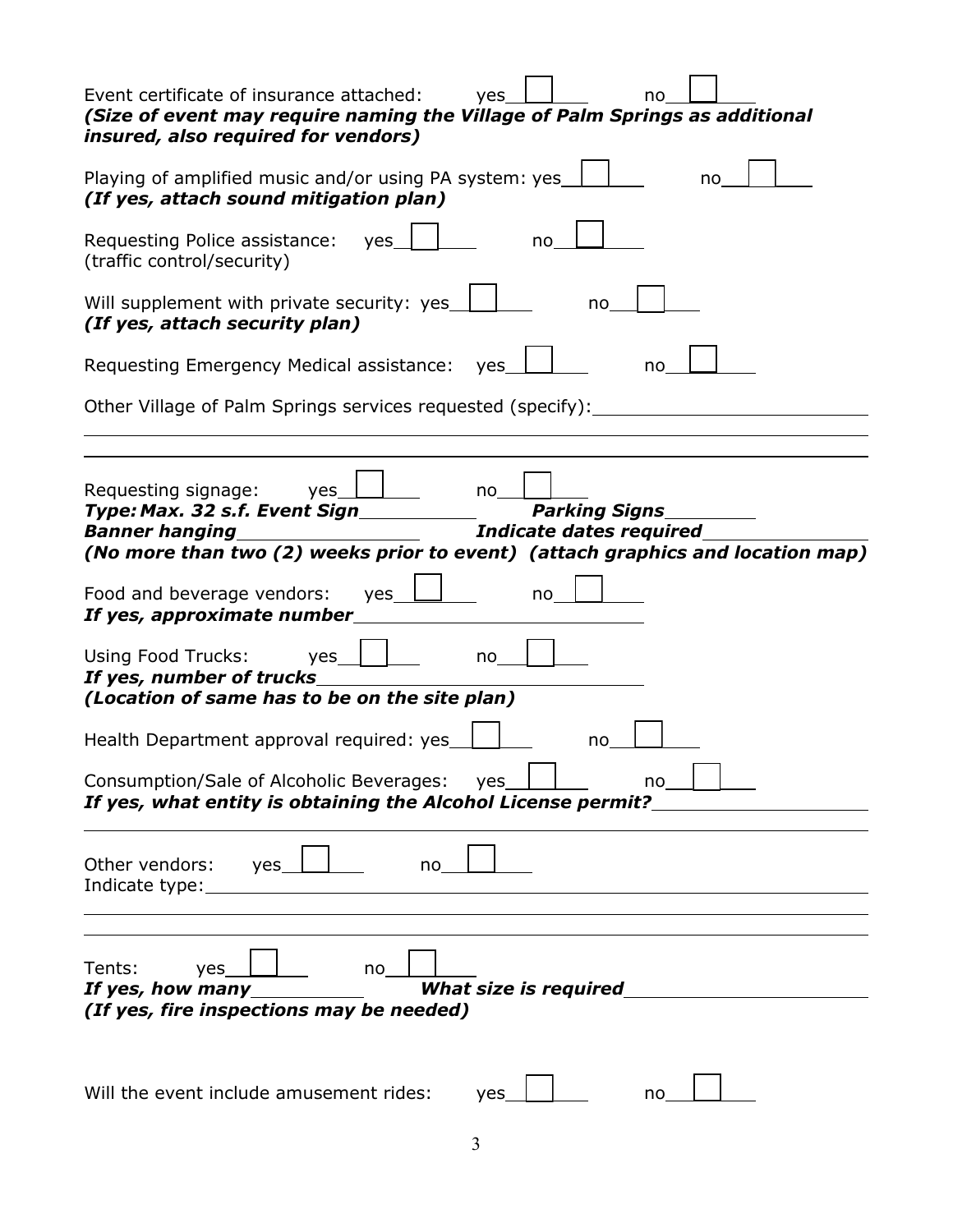Event certificate of insurance attached: yes ☐ no ☐
***(Size of event may require naming the Village of Palm Springs as additional insured, also required for vendors)***

Playing of amplified music and/or using PA system: yes ☐ no ☐
***(If yes, attach sound mitigation plan)***

Requesting Police assistance: yes ☐ no ☐
(traffic control/security)

Will supplement with private security: yes ☐ no ☐
***(If yes, attach security plan)***

Requesting Emergency Medical assistance: yes ☐ no ☐

Other Village of Palm Springs services requested (specify): ______________________

______________________________________________________________________

______________________________________________________________________

Requesting signage: yes ☐ no ☐
***Type: Max. 32 s.f. Event Sign*** __________ ***Parking Signs*** ________
***Banner hanging*** ________________ ***Indicate dates required*** ______________
***(No more than two (2) weeks prior to event) (attach graphics and location map)***

Food and beverage vendors: yes ☐ no ☐
***If yes, approximate number*** ______________________

Using Food Trucks: yes ☐ no ☐
***If yes, number of trucks*** ______________________
***(Location of same has to be on the site plan)***

Health Department approval required: yes ☐ no ☐

Consumption/Sale of Alcoholic Beverages: yes ☐ no ☐
***If yes, what entity is obtaining the Alcohol License permit?*** ________________

______________________________________________________________________

Other vendors: yes ☐ no ☐
Indicate type: ______________________________________________________

______________________________________________________________________

______________________________________________________________________

Tents: yes ☐ no ☐
***If yes, how many*** __________ ***What size is required*** __________________
***(If yes, fire inspections may be needed)***

Will the event include amusement rides: yes ☐ no ☐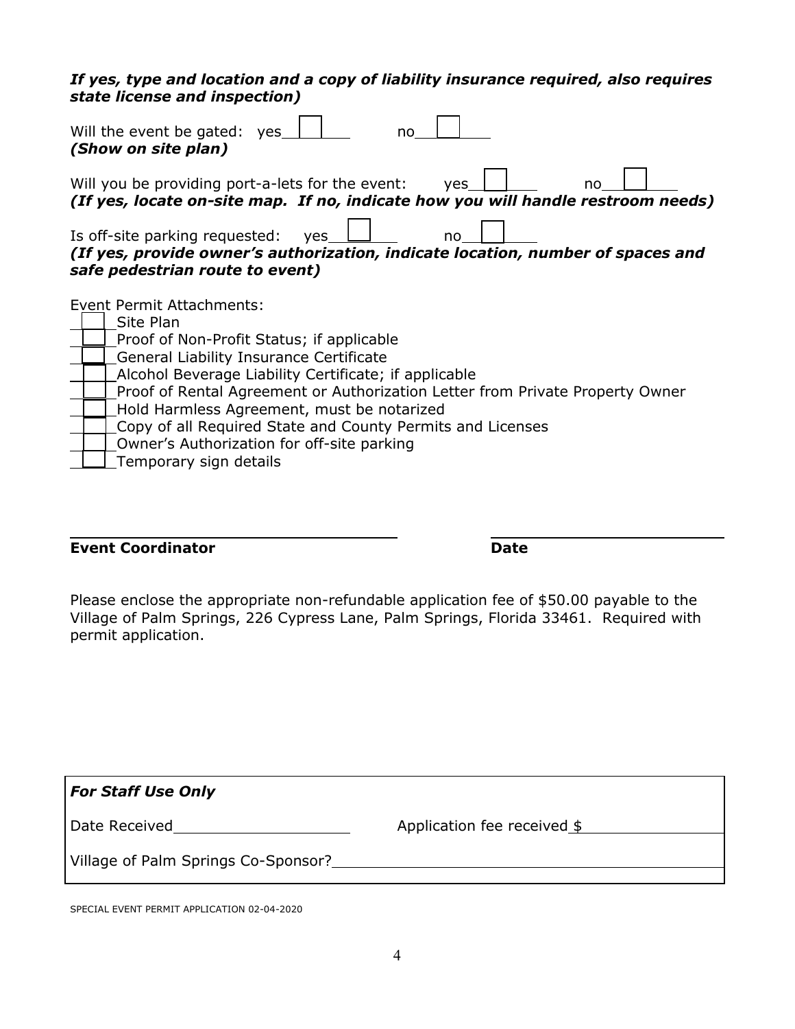***If yes, type and location and a copy of liability insurance required, also requires state license and inspection)***

Will the event be gated: yes ☐ no ☐
***(Show on site plan)***

Will you be providing port-a-lets for the event: yes ☐ no ☐
***(If yes, locate on-site map. If no, indicate how you will handle restroom needs)***

Is off-site parking requested: yes ☐ no ☐
***(If yes, provide owner's authorization, indicate location, number of spaces and safe pedestrian route to event)***

Event Permit Attachments:

- ☐ Site Plan
- ☐ Proof of Non-Profit Status; if applicable
- ☐ General Liability Insurance Certificate
- ☐ Alcohol Beverage Liability Certificate; if applicable
- ☐ Proof of Rental Agreement or Authorization Letter from Private Property Owner
- ☐ Hold Harmless Agreement, must be notarized
- ☐ Copy of all Required State and County Permits and Licenses
- ☐ Owner's Authorization for off-site parking
- ☐ Temporary sign details

______________________________ ______________________

**Event Coordinator** **Date**

Please enclose the appropriate non-refundable application fee of $50.00 payable to the Village of Palm Springs, 226 Cypress Lane, Palm Springs, Florida 33461. Required with permit application.

***For Staff Use Only***

Date Received____________________ Application fee received $______________

Village of Palm Springs Co-Sponsor?________________________________________

SPECIAL EVENT PERMIT APPLICATION 02-04-2020